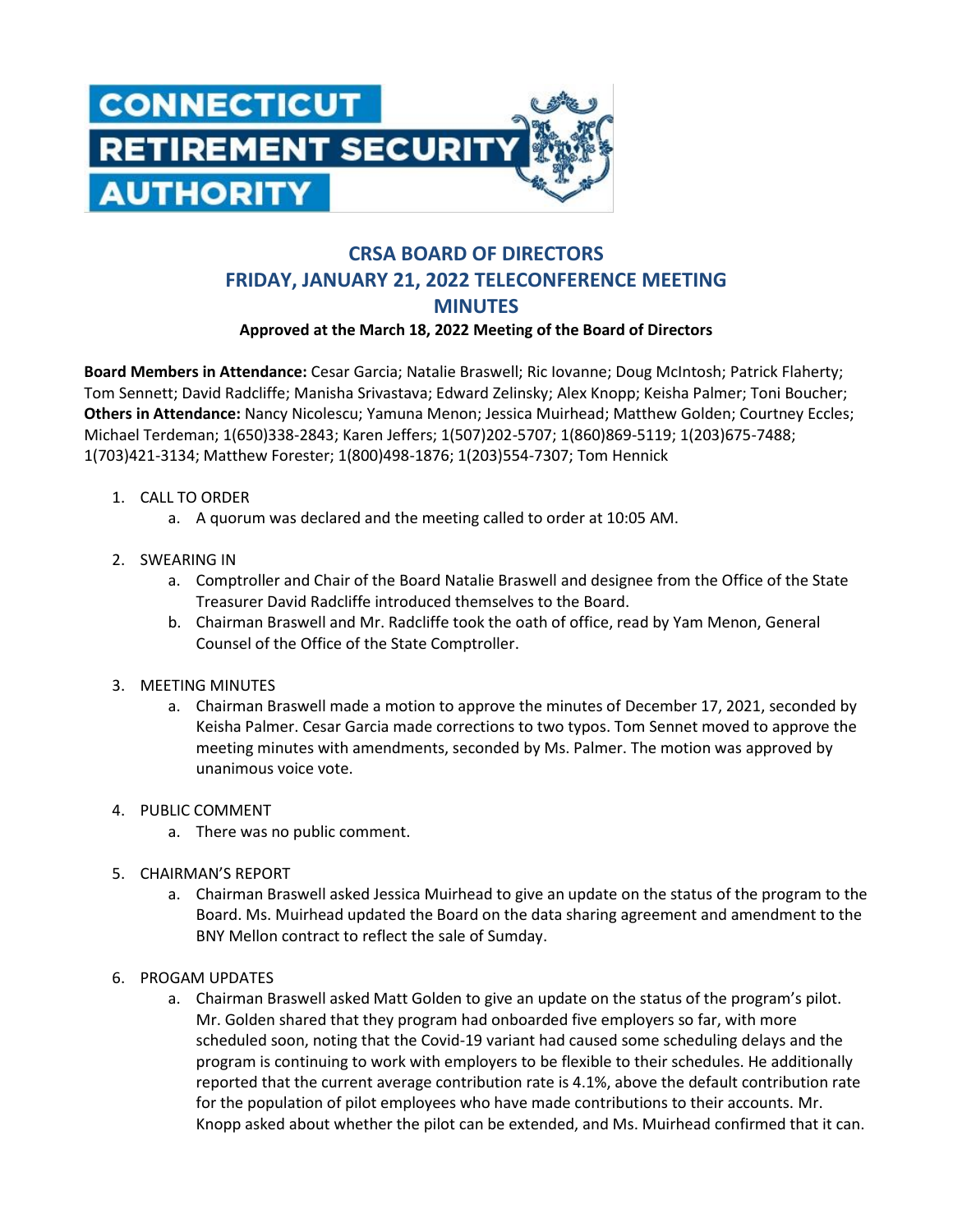CONNECTICUT RETIREMENT SECURITY AUTHORITY

# CRSA BOARD OF DIRECTORS
# FRIDAY, JANUARY 21, 2022 TELECONFERENCE MEETING
# MINUTES

**Approved at the March 18, 2022 Meeting of the Board of Directors**

**Board Members in Attendance:** Cesar Garcia; Natalie Braswell; Ric Iovanne; Doug McIntosh; Patrick Flaherty; Tom Sennett; David Radcliffe; Manisha Srivastava; Edward Zelinsky; Alex Knopp; Keisha Palmer; Toni Boucher;
**Others in Attendance:** Nancy Nicolescu; Yamuna Menon; Jessica Muirhead; Matthew Golden; Courtney Eccles; Michael Terdeman; 1(650)338-2843; Karen Jeffers; 1(507)202-5707; 1(860)869-5119; 1(203)675-7488; 1(703)421-3134; Matthew Forester; 1(800)498-1876; 1(203)554-7307; Tom Hennick

1. CALL TO ORDER
   a. A quorum was declared and the meeting called to order at 10:05 AM.

2. SWEARING IN
   a. Comptroller and Chair of the Board Natalie Braswell and designee from the Office of the State Treasurer David Radcliffe introduced themselves to the Board.
   b. Chairman Braswell and Mr. Radcliffe took the oath of office, read by Yam Menon, General Counsel of the Office of the State Comptroller.

3. MEETING MINUTES
   a. Chairman Braswell made a motion to approve the minutes of December 17, 2021, seconded by Keisha Palmer. Cesar Garcia made corrections to two typos. Tom Sennet moved to approve the meeting minutes with amendments, seconded by Ms. Palmer. The motion was approved by unanimous voice vote.

4. PUBLIC COMMENT
   a. There was no public comment.

5. CHAIRMAN'S REPORT
   a. Chairman Braswell asked Jessica Muirhead to give an update on the status of the program to the Board. Ms. Muirhead updated the Board on the data sharing agreement and amendment to the BNY Mellon contract to reflect the sale of Sumday.

6. PROGAM UPDATES
   a. Chairman Braswell asked Matt Golden to give an update on the status of the program's pilot. Mr. Golden shared that they program had onboarded five employers so far, with more scheduled soon, noting that the Covid-19 variant had caused some scheduling delays and the program is continuing to work with employers to be flexible to their schedules. He additionally reported that the current average contribution rate is 4.1%, above the default contribution rate for the population of pilot employees who have made contributions to their accounts. Mr. Knopp asked about whether the pilot can be extended, and Ms. Muirhead confirmed that it can.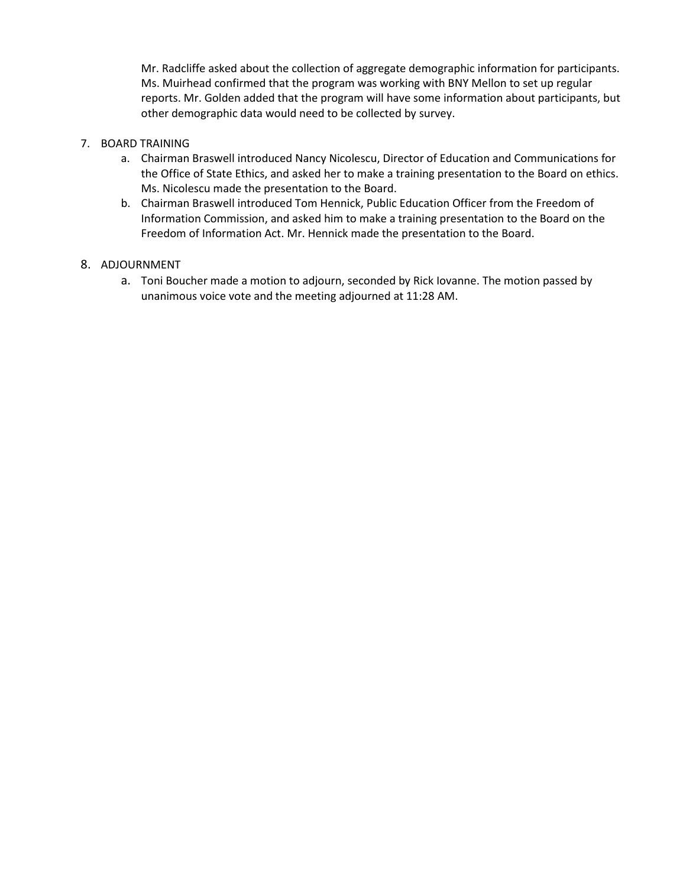Mr. Radcliffe asked about the collection of aggregate demographic information for participants. Ms. Muirhead confirmed that the program was working with BNY Mellon to set up regular reports. Mr. Golden added that the program will have some information about participants, but other demographic data would need to be collected by survey.

7. BOARD TRAINING
   a. Chairman Braswell introduced Nancy Nicolescu, Director of Education and Communications for the Office of State Ethics, and asked her to make a training presentation to the Board on ethics. Ms. Nicolescu made the presentation to the Board.
   b. Chairman Braswell introduced Tom Hennick, Public Education Officer from the Freedom of Information Commission, and asked him to make a training presentation to the Board on the Freedom of Information Act. Mr. Hennick made the presentation to the Board.

8. ADJOURNMENT
   a. Toni Boucher made a motion to adjourn, seconded by Rick Iovanne. The motion passed by unanimous voice vote and the meeting adjourned at 11:28 AM.